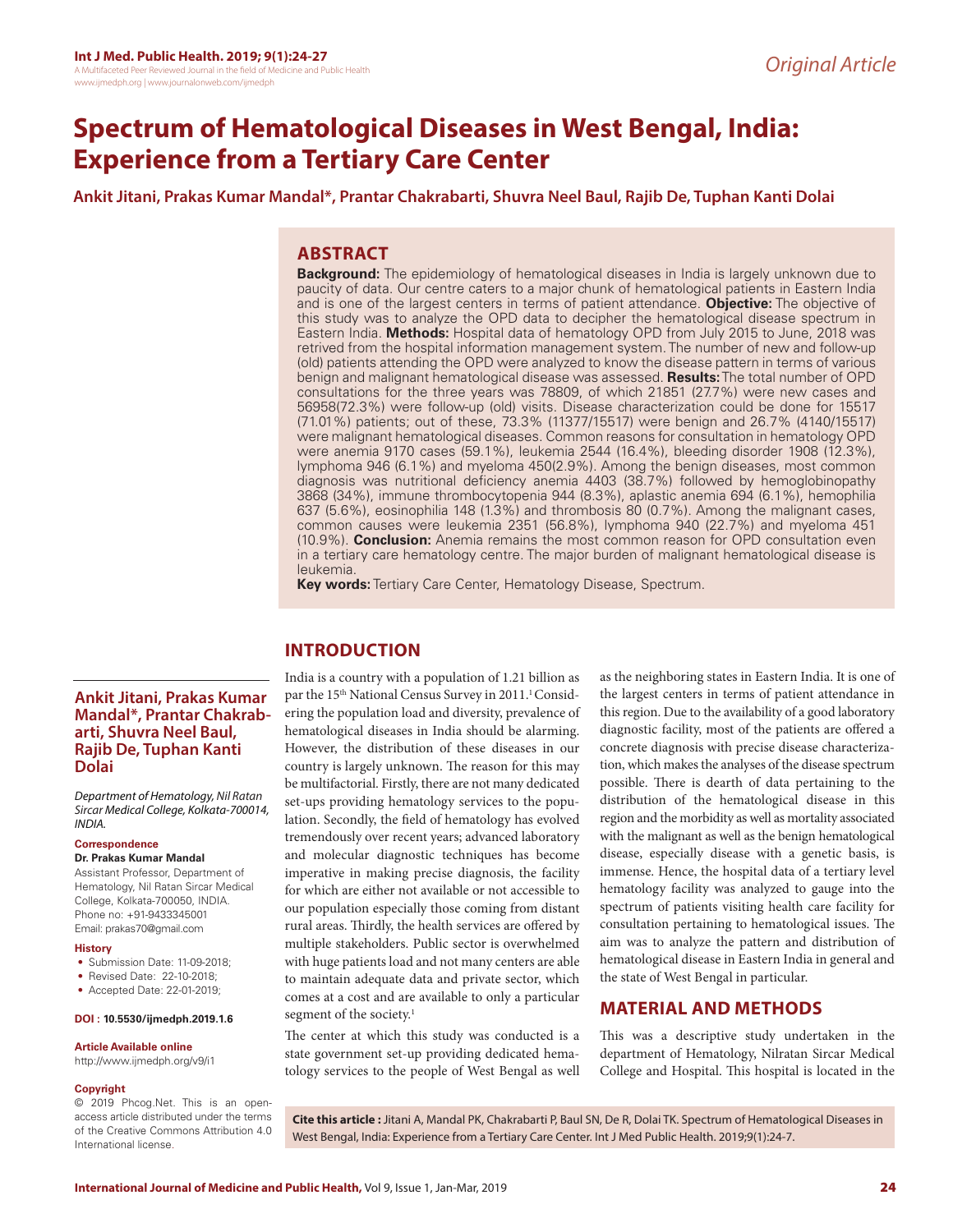# Spectrum of Hematological Diseases in West Bengal, India: Experience from a Tertiary Care Center

**Ankit Jitani, Prakas Kumar Mandal\*, Prantar Chakrabarti, Shuvra Neel Baul, Rajib De, Tuphan Kanti Dolai**

## ABSTRACT

**Background:** The epidemiology of hematological diseases in India is largely unknown due to paucity of data. Our centre caters to a major chunk of hematological patients in Eastern India and is one of the largest centers in terms of patient attendance. **Objective:** The objective of this study was to analyze the OPD data to decipher the hematological disease spectrum in Eastern India. **Methods:** Hospital data of hematology OPD from July 2015 to June, 2018 was retrived from the hospital information management system. The number of new and follow-up (old) patients attending the OPD were analyzed to know the disease pattern in terms of various benign and malignant hematological disease was assessed. **Results:** The total number of OPD consultations for the three years was 78809, of which 21851 (27.7%) were new cases and 56958(72.3%) were follow-up (old) visits. Disease characterization could be done for 15517 (71.01%) patients; out of these, 73.3% (11377/15517) were benign and 26.7% (4140/15517) were malignant hematological diseases. Common reasons for consultation in hematology OPD were anemia 9170 cases (59.1%), leukemia 2544 (16.4%), bleeding disorder 1908 (12.3%), lymphoma 946 (6.1%) and myeloma 450(2.9%). Among the benign diseases, most common diagnosis was nutritional deficiency anemia 4403 (38.7%) followed by hemoglobinopathy 3868 (34%), immune thrombocytopenia 944 (8.3%), aplastic anemia 694 (6.1%), hemophilia 637 (5.6%), eosinophilia 148 (1.3%) and thrombosis 80 (0.7%). Among the malignant cases, common causes were leukemia 2351 (56.8%), lymphoma 940 (22.7%) and myeloma 451 (10.9%). **Conclusion:** Anemia remains the most common reason for OPD consultation even in a tertiary care hematology centre. The major burden of malignant hematological disease is leukemia.

**Key words:** Tertiary Care Center, Hematology Disease, Spectrum.

**Ankit Jitani, Prakas Kumar Mandal\*, Prantar Chakrabarti, Shuvra Neel Baul, Rajib De, Tuphan Kanti Dolai**

*Department of Hematology, Nil Ratan Sircar Medical College, Kolkata-700014, INDIA.*

**Correspondence**

**Dr. Prakas Kumar Mandal**

Assistant Professor, Department of Hematology, Nil Ratan Sircar Medical College, Kolkata-700050, INDIA.
Phone no: +91-9433345001
Email: prakas70@gmail.com

**History**

- Submission Date: 11-09-2018;
- Revised Date: 22-10-2018;
- Accepted Date: 22-01-2019;

**DOI : 10.5530/ijmedph.2019.1.6**

**Article Available online**

http://www.ijmedph.org/v9/i1

**Copyright**

© 2019 Phcog.Net. This is an open-access article distributed under the terms of the Creative Commons Attribution 4.0 International license.

## INTRODUCTION

India is a country with a population of 1.21 billion as par the 15th National Census Survey in 2011.[1] Considering the population load and diversity, prevalence of hematological diseases in India should be alarming. However, the distribution of these diseases in our country is largely unknown. The reason for this may be multifactorial. Firstly, there are not many dedicated set-ups providing hematology services to the population. Secondly, the field of hematology has evolved tremendously over recent years; advanced laboratory and molecular diagnostic techniques has become imperative in making precise diagnosis, the facility for which are either not available or not accessible to our population especially those coming from distant rural areas. Thirdly, the health services are offered by multiple stakeholders. Public sector is overwhelmed with huge patients load and not many centers are able to maintain adequate data and private sector, which comes at a cost and are available to only a particular segment of the society.[1]

The center at which this study was conducted is a state government set-up providing dedicated hematology services to the people of West Bengal as well as the neighboring states in Eastern India. It is one of the largest centers in terms of patient attendance in this region. Due to the availability of a good laboratory diagnostic facility, most of the patients are offered a concrete diagnosis with precise disease characterization, which makes the analyses of the disease spectrum possible. There is dearth of data pertaining to the distribution of the hematological disease in this region and the morbidity as well as mortality associated with the malignant as well as the benign hematological disease, especially disease with a genetic basis, is immense. Hence, the hospital data of a tertiary level hematology facility was analyzed to gauge into the spectrum of patients visiting health care facility for consultation pertaining to hematological issues. The aim was to analyze the pattern and distribution of hematological disease in Eastern India in general and the state of West Bengal in particular.

## MATERIAL AND METHODS

This was a descriptive study undertaken in the department of Hematology, Nilratan Sircar Medical College and Hospital. This hospital is located in the

**Cite this article :** Jitani A, Mandal PK, Chakrabarti P, Baul SN, De R, Dolai TK. Spectrum of Hematological Diseases in West Bengal, India: Experience from a Tertiary Care Center. Int J Med Public Health. 2019;9(1):24-7.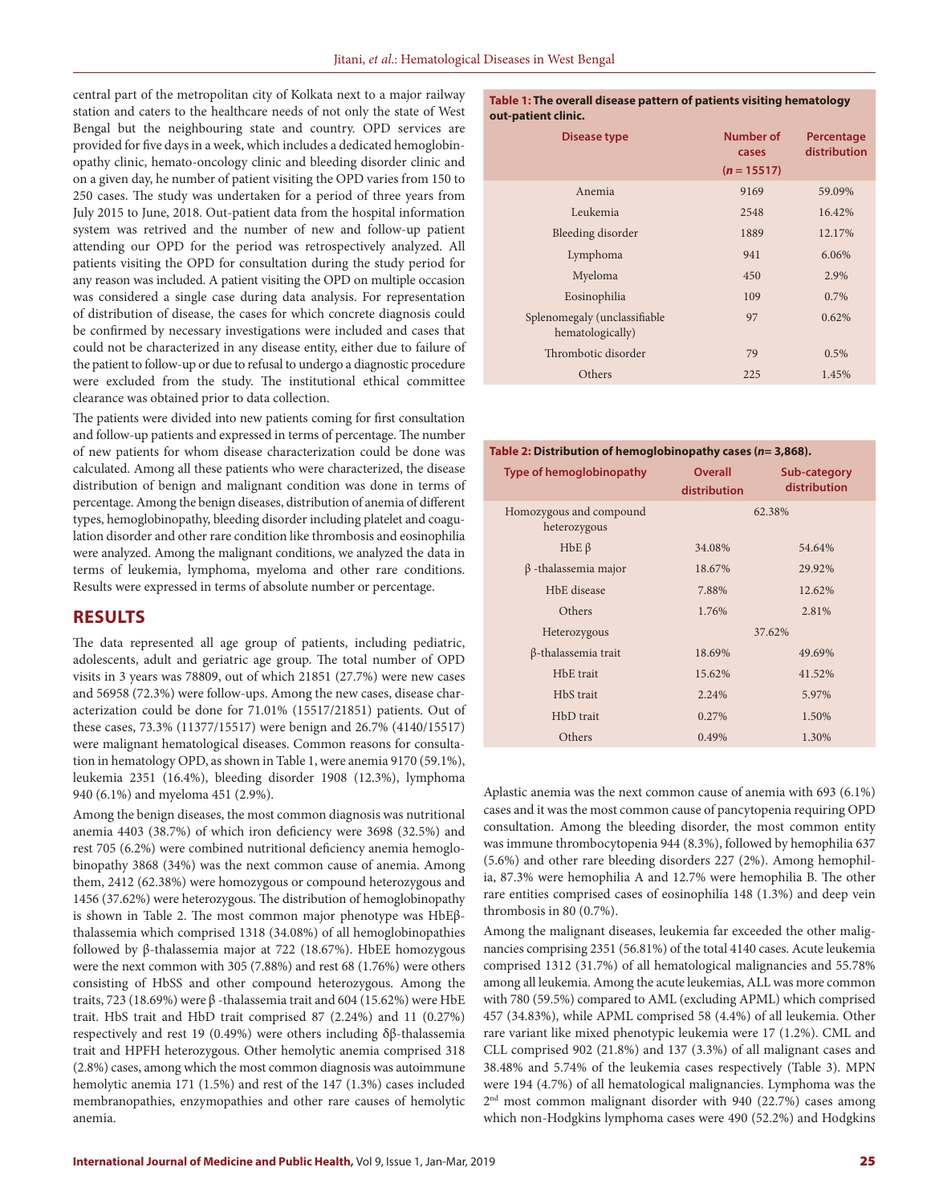central part of the metropolitan city of Kolkata next to a major railway station and caters to the healthcare needs of not only the state of West Bengal but the neighbouring state and country. OPD services are provided for five days in a week, which includes a dedicated hemoglobinopathy clinic, hemato-oncology clinic and bleeding disorder clinic and on a given day, he number of patient visiting the OPD varies from 150 to 250 cases. The study was undertaken for a period of three years from July 2015 to June, 2018. Out-patient data from the hospital information system was retrived and the number of new and follow-up patient attending our OPD for the period was retrospectively analyzed. All patients visiting the OPD for consultation during the study period for any reason was included. A patient visiting the OPD on multiple occasion was considered a single case during data analysis. For representation of distribution of disease, the cases for which concrete diagnosis could be confirmed by necessary investigations were included and cases that could not be characterized in any disease entity, either due to failure of the patient to follow-up or due to refusal to undergo a diagnostic procedure were excluded from the study. The institutional ethical committee clearance was obtained prior to data collection.

The patients were divided into new patients coming for first consultation and follow-up patients and expressed in terms of percentage. The number of new patients for whom disease characterization could be done was calculated. Among all these patients who were characterized, the disease distribution of benign and malignant condition was done in terms of percentage. Among the benign diseases, distribution of anemia of different types, hemoglobinopathy, bleeding disorder including platelet and coagulation disorder and other rare condition like thrombosis and eosinophilia were analyzed. Among the malignant conditions, we analyzed the data in terms of leukemia, lymphoma, myeloma and other rare conditions. Results were expressed in terms of absolute number or percentage.

## RESULTS

The data represented all age group of patients, including pediatric, adolescents, adult and geriatric age group. The total number of OPD visits in 3 years was 78809, out of which 21851 (27.7%) were new cases and 56958 (72.3%) were follow-ups. Among the new cases, disease characterization could be done for 71.01% (15517/21851) patients. Out of these cases, 73.3% (11377/15517) were benign and 26.7% (4140/15517) were malignant hematological diseases. Common reasons for consultation in hematology OPD, as shown in Table 1, were anemia 9170 (59.1%), leukemia 2351 (16.4%), bleeding disorder 1908 (12.3%), lymphoma 940 (6.1%) and myeloma 451 (2.9%).

Among the benign diseases, the most common diagnosis was nutritional anemia 4403 (38.7%) of which iron deficiency were 3698 (32.5%) and rest 705 (6.2%) were combined nutritional deficiency anemia hemoglobinopathy 3868 (34%) was the next common cause of anemia. Among them, 2412 (62.38%) were homozygous or compound heterozygous and 1456 (37.62%) were heterozygous. The distribution of hemoglobinopathy is shown in Table 2. The most common major phenotype was HbEβ-thalassemia which comprised 1318 (34.08%) of all hemoglobinopathies followed by β-thalassemia major at 722 (18.67%). HbEE homozygous were the next common with 305 (7.88%) and rest 68 (1.76%) were others consisting of HbSS and other compound heterozygous. Among the traits, 723 (18.69%) were β -thalassemia trait and 604 (15.62%) were HbE trait. HbS trait and HbD trait comprised 87 (2.24%) and 11 (0.27%) respectively and rest 19 (0.49%) were others including δβ-thalassemia trait and HPFH heterozygous. Other hemolytic anemia comprised 318 (2.8%) cases, among which the most common diagnosis was autoimmune hemolytic anemia 171 (1.5%) and rest of the 147 (1.3%) cases included membranopathies, enzymopathies and other rare causes of hemolytic anemia.

**Table 1: The overall disease pattern of patients visiting hematology out-patient clinic.**

| Disease type | Number of cases (*n* = 15517) | Percentage distribution |
|---|---|---|
| Anemia | 9169 | 59.09% |
| Leukemia | 2548 | 16.42% |
| Bleeding disorder | 1889 | 12.17% |
| Lymphoma | 941 | 6.06% |
| Myeloma | 450 | 2.9% |
| Eosinophilia | 109 | 0.7% |
| Splenomegaly (unclassifiable hematologically) | 97 | 0.62% |
| Thrombotic disorder | 79 | 0.5% |
| Others | 225 | 1.45% |

**Table 2: Distribution of hemoglobinopathy cases (*n*= 3,868).**

| Type of hemoglobinopathy | Overall distribution | Sub-category distribution |
|---|---|---|
| Homozygous and compound heterozygous | 62.38% | |
| HbE β | 34.08% | 54.64% |
| β -thalassemia major | 18.67% | 29.92% |
| HbE disease | 7.88% | 12.62% |
| Others | 1.76% | 2.81% |
| Heterozygous | 37.62% | |
| β-thalassemia trait | 18.69% | 49.69% |
| HbE trait | 15.62% | 41.52% |
| HbS trait | 2.24% | 5.97% |
| HbD trait | 0.27% | 1.50% |
| Others | 0.49% | 1.30% |

Aplastic anemia was the next common cause of anemia with 693 (6.1%) cases and it was the most common cause of pancytopenia requiring OPD consultation. Among the bleeding disorder, the most common entity was immune thrombocytopenia 944 (8.3%), followed by hemophilia 637 (5.6%) and other rare bleeding disorders 227 (2%). Among hemophilia, 87.3% were hemophilia A and 12.7% were hemophilia B. The other rare entities comprised cases of eosinophilia 148 (1.3%) and deep vein thrombosis in 80 (0.7%).

Among the malignant diseases, leukemia far exceeded the other malignancies comprising 2351 (56.81%) of the total 4140 cases. Acute leukemia comprised 1312 (31.7%) of all hematological malignancies and 55.78% among all leukemia. Among the acute leukemias, ALL was more common with 780 (59.5%) compared to AML (excluding APML) which comprised 457 (34.83%), while APML comprised 58 (4.4%) of all leukemia. Other rare variant like mixed phenotypic leukemia were 17 (1.2%). CML and CLL comprised 902 (21.8%) and 137 (3.3%) of all malignant cases and 38.48% and 5.74% of the leukemia cases respectively (Table 3). MPN were 194 (4.7%) of all hematological malignancies. Lymphoma was the 2nd most common malignant disorder with 940 (22.7%) cases among which non-Hodgkins lymphoma cases were 490 (52.2%) and Hodgkins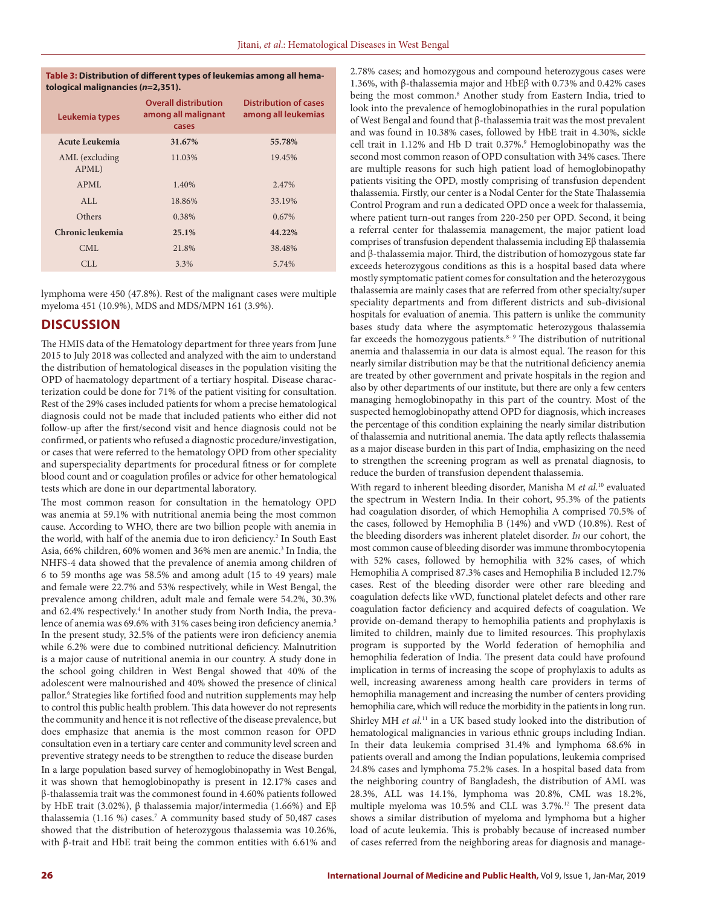**Table 3: Distribution of different types of leukemias among all hematological malignancies (*n*=2,351).**

| Leukemia types | Overall distribution among all malignant cases | Distribution of cases among all leukemias |
|---|---|---|
| **Acute Leukemia** | **31.67%** | **55.78%** |
| AML (excluding APML) | 11.03% | 19.45% |
| APML | 1.40% | 2.47% |
| ALL | 18.86% | 33.19% |
| Others | 0.38% | 0.67% |
| **Chronic leukemia** | **25.1%** | **44.22%** |
| CML | 21.8% | 38.48% |
| CLL | 3.3% | 5.74% |

lymphoma were 450 (47.8%). Rest of the malignant cases were multiple myeloma 451 (10.9%), MDS and MDS/MPN 161 (3.9%).

## DISCUSSION

The HMIS data of the Hematology department for three years from June 2015 to July 2018 was collected and analyzed with the aim to understand the distribution of hematological diseases in the population visiting the OPD of haematology department of a tertiary hospital. Disease characterization could be done for 71% of the patient visiting for consultation. Rest of the 29% cases included patients for whom a precise hematological diagnosis could not be made that included patients who either did not follow-up after the first/second visit and hence diagnosis could not be confirmed, or patients who refused a diagnostic procedure/investigation, or cases that were referred to the hematology OPD from other speciality and superspeciality departments for procedural fitness or for complete blood count and or coagulation profiles or advice for other hematological tests which are done in our departmental laboratory.

The most common reason for consultation in the hematology OPD was anemia at 59.1% with nutritional anemia being the most common cause. According to WHO, there are two billion people with anemia in the world, with half of the anemia due to iron deficiency.[2] In South East Asia, 66% children, 60% women and 36% men are anemic.[3] In India, the NHFS-4 data showed that the prevalence of anemia among children of 6 to 59 months age was 58.5% and among adult (15 to 49 years) male and female were 22.7% and 53% respectively, while in West Bengal, the prevalence among children, adult male and female were 54.2%, 30.3% and 62.4% respectively.[4] In another study from North India, the prevalence of anemia was 69.6% with 31% cases being iron deficiency anemia.[5] In the present study, 32.5% of the patients were iron deficiency anemia while 6.2% were due to combined nutritional deficiency. Malnutrition is a major cause of nutritional anemia in our country. A study done in the school going children in West Bengal showed that 40% of the adolescent were malnourished and 40% showed the presence of clinical pallor.[6] Strategies like fortified food and nutrition supplements may help to control this public health problem. This data however do not represents the community and hence it is not reflective of the disease prevalence, but does emphasize that anemia is the most common reason for OPD consultation even in a tertiary care center and community level screen and preventive strategy needs to be strengthen to reduce the disease burden

In a large population based survey of hemoglobinopathy in West Bengal, it was shown that hemoglobinopathy is present in 12.17% cases and β-thalassemia trait was the commonest found in 4.60% patients followed by HbE trait (3.02%), β thalassemia major/intermedia (1.66%) and Eβ thalassemia (1.16 %) cases.[7] A community based study of 50,487 cases showed that the distribution of heterozygous thalassemia was 10.26%, with β-trait and HbE trait being the common entities with 6.61% and 2.78% cases; and homozygous and compound heterozygous cases were 1.36%, with β-thalassemia major and HbEβ with 0.73% and 0.42% cases being the most common.[8] Another study from Eastern India, tried to look into the prevalence of hemoglobinopathies in the rural population of West Bengal and found that β-thalassemia trait was the most prevalent and was found in 10.38% cases, followed by HbE trait in 4.30%, sickle cell trait in 1.12% and Hb D trait 0.37%.[9] Hemoglobinopathy was the second most common reason of OPD consultation with 34% cases. There are multiple reasons for such high patient load of hemoglobinopathy patients visiting the OPD, mostly comprising of transfusion dependent thalassemia. Firstly, our center is a Nodal Center for the State Thalassemia Control Program and run a dedicated OPD once a week for thalassemia, where patient turn-out ranges from 220-250 per OPD. Second, it being a referral center for thalassemia management, the major patient load comprises of transfusion dependent thalassemia including Eβ thalassemia and β-thalassemia major. Third, the distribution of homozygous state far exceeds heterozygous conditions as this is a hospital based data where mostly symptomatic patient comes for consultation and the heterozygous thalassemia are mainly cases that are referred from other specialty/super speciality departments and from different districts and sub-divisional hospitals for evaluation of anemia. This pattern is unlike the community bases study data where the asymptomatic heterozygous thalassemia far exceeds the homozygous patients.[8-9] The distribution of nutritional anemia and thalassemia in our data is almost equal. The reason for this nearly similar distribution may be that the nutritional deficiency anemia are treated by other government and private hospitals in the region and also by other departments of our institute, but there are only a few centers managing hemoglobinopathy in this part of the country. Most of the suspected hemoglobinopathy attend OPD for diagnosis, which increases the percentage of this condition explaining the nearly similar distribution of thalassemia and nutritional anemia. The data aptly reflects thalassemia as a major disease burden in this part of India, emphasizing on the need to strengthen the screening program as well as prenatal diagnosis, to reduce the burden of transfusion dependent thalassemia.

With regard to inherent bleeding disorder, Manisha M *et al.*[10] evaluated the spectrum in Western India. In their cohort, 95.3% of the patients had coagulation disorder, of which Hemophilia A comprised 70.5% of the cases, followed by Hemophilia B (14%) and vWD (10.8%). Rest of the bleeding disorders was inherent platelet disorder. *In* our cohort, the most common cause of bleeding disorder was immune thrombocytopenia with 52% cases, followed by hemophilia with 32% cases, of which Hemophilia A comprised 87.3% cases and Hemophilia B included 12.7% cases. Rest of the bleeding disorder were other rare bleeding and coagulation defects like vWD, functional platelet defects and other rare coagulation factor deficiency and acquired defects of coagulation. We provide on-demand therapy to hemophilia patients and prophylaxis is limited to children, mainly due to limited resources. This prophylaxis program is supported by the World federation of hemophilia and hemophilia federation of India. The present data could have profound implication in terms of increasing the scope of prophylaxis to adults as well, increasing awareness among health care providers in terms of hemophilia management and increasing the number of centers providing hemophilia care, which will reduce the morbidity in the patients in long run.

Shirley MH *et al.*[11] in a UK based study looked into the distribution of hematological malignancies in various ethnic groups including Indian. In their data leukemia comprised 31.4% and lymphoma 68.6% in patients overall and among the Indian populations, leukemia comprised 24.8% cases and lymphoma 75.2% cases. In a hospital based data from the neighboring country of Bangladesh, the distribution of AML was 28.3%, ALL was 14.1%, lymphoma was 20.8%, CML was 18.2%, multiple myeloma was 10.5% and CLL was 3.7%.[12] The present data shows a similar distribution of myeloma and lymphoma but a higher load of acute leukemia. This is probably because of increased number of cases referred from the neighboring areas for diagnosis and manage-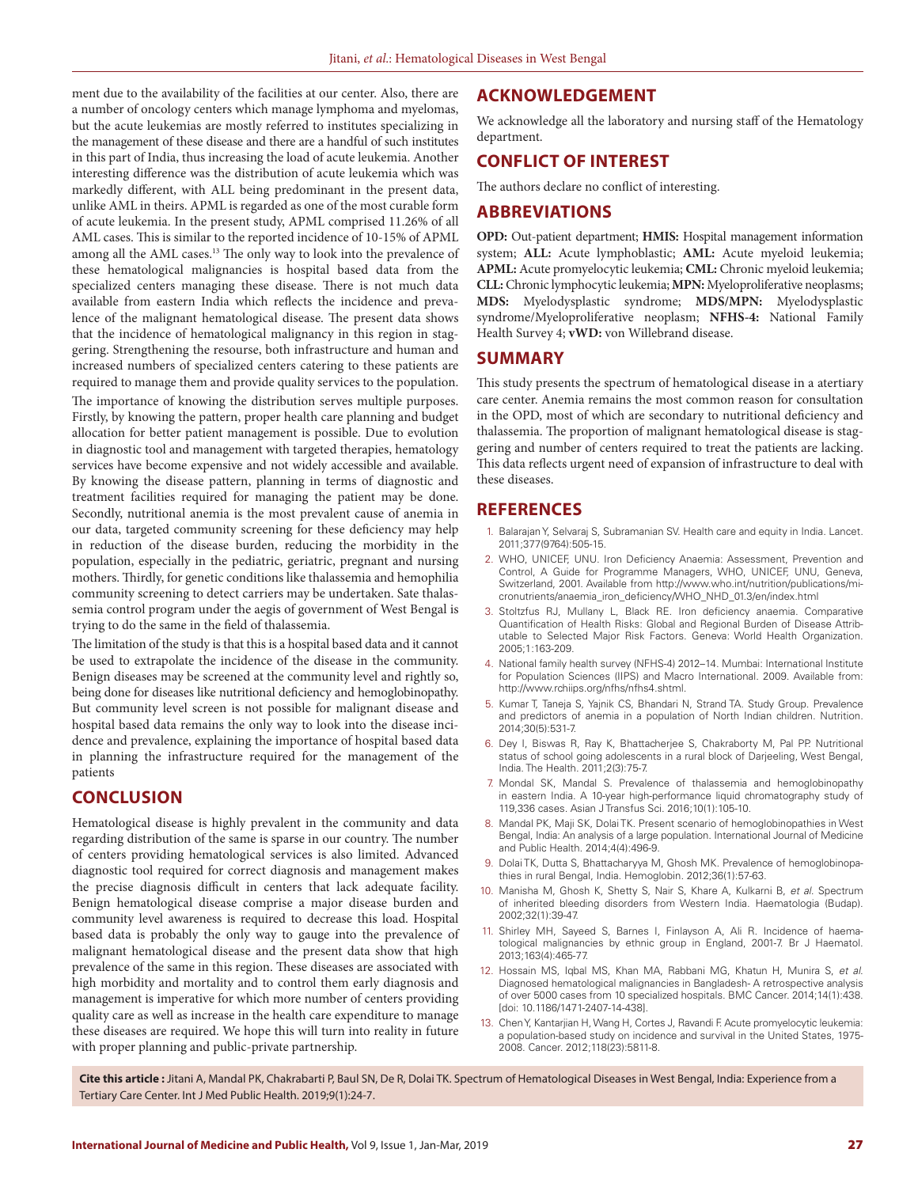ment due to the availability of the facilities at our center. Also, there are a number of oncology centers which manage lymphoma and myelomas, but the acute leukemias are mostly referred to institutes specializing in the management of these disease and there are a handful of such institutes in this part of India, thus increasing the load of acute leukemia. Another interesting difference was the distribution of acute leukemia which was markedly different, with ALL being predominant in the present data, unlike AML in theirs. APML is regarded as one of the most curable form of acute leukemia. In the present study, APML comprised 11.26% of all AML cases. This is similar to the reported incidence of 10-15% of APML among all the AML cases.[13] The only way to look into the prevalence of these hematological malignancies is hospital based data from the specialized centers managing these disease. There is not much data available from eastern India which reflects the incidence and prevalence of the malignant hematological disease. The present data shows that the incidence of hematological malignancy in this region in staggering. Strengthening the resourse, both infrastructure and human and increased numbers of specialized centers catering to these patients are required to manage them and provide quality services to the population.

The importance of knowing the distribution serves multiple purposes. Firstly, by knowing the pattern, proper health care planning and budget allocation for better patient management is possible. Due to evolution in diagnostic tool and management with targeted therapies, hematology services have become expensive and not widely accessible and available. By knowing the disease pattern, planning in terms of diagnostic and treatment facilities required for managing the patient may be done. Secondly, nutritional anemia is the most prevalent cause of anemia in our data, targeted community screening for these deficiency may help in reduction of the disease burden, reducing the morbidity in the population, especially in the pediatric, geriatric, pregnant and nursing mothers. Thirdly, for genetic conditions like thalassemia and hemophilia community screening to detect carriers may be undertaken. Sate thalassemia control program under the aegis of government of West Bengal is trying to do the same in the field of thalassemia.

The limitation of the study is that this is a hospital based data and it cannot be used to extrapolate the incidence of the disease in the community. Benign diseases may be screened at the community level and rightly so, being done for diseases like nutritional deficiency and hemoglobinopathy. But community level screen is not possible for malignant disease and hospital based data remains the only way to look into the disease incidence and prevalence, explaining the importance of hospital based data in planning the infrastructure required for the management of the patients

## CONCLUSION

Hematological disease is highly prevalent in the community and data regarding distribution of the same is sparse in our country. The number of centers providing hematological services is also limited. Advanced diagnostic tool required for correct diagnosis and management makes the precise diagnosis difficult in centers that lack adequate facility. Benign hematological disease comprise a major disease burden and community level awareness is required to decrease this load. Hospital based data is probably the only way to gauge into the prevalence of malignant hematological disease and the present data show that high prevalence of the same in this region. These diseases are associated with high morbidity and mortality and to control them early diagnosis and management is imperative for which more number of centers providing quality care as well as increase in the health care expenditure to manage these diseases are required. We hope this will turn into reality in future with proper planning and public-private partnership.

## ACKNOWLEDGEMENT

We acknowledge all the laboratory and nursing staff of the Hematology department.

## CONFLICT OF INTEREST

The authors declare no conflict of interesting.

## ABBREVIATIONS

**OPD:** Out-patient department; **HMIS:** Hospital management information system; **ALL:** Acute lymphoblastic; **AML:** Acute myeloid leukemia; **APML:** Acute promyelocytic leukemia; **CML:** Chronic myeloid leukemia; **CLL:** Chronic lymphocytic leukemia; **MPN:** Myeloproliferative neoplasms; **MDS:** Myelodysplastic syndrome; **MDS/MPN:** Myelodysplastic syndrome/Myeloproliferative neoplasm; **NFHS-4:** National Family Health Survey 4; **vWD:** von Willebrand disease.

## SUMMARY

This study presents the spectrum of hematological disease in a atertiary care center. Anemia remains the most common reason for consultation in the OPD, most of which are secondary to nutritional deficiency and thalassemia. The proportion of malignant hematological disease is staggering and number of centers required to treat the patients are lacking. This data reflects urgent need of expansion of infrastructure to deal with these diseases.

## REFERENCES

1. Balarajan Y, Selvaraj S, Subramanian SV. Health care and equity in India. Lancet. 2011;377(9764):505-15.
2. WHO, UNICEF, UNU. Iron Deficiency Anaemia: Assessment, Prevention and Control, A Guide for Programme Managers, WHO, UNICEF, UNU, Geneva, Switzerland, 2001. Available from http://www.who.int/nutrition/publications/micronutrients/anaemia_iron_deficiency/WHO_NHD_01.3/en/index.html
3. Stoltzfus RJ, Mullany L, Black RE. Iron deficiency anaemia. Comparative Quantification of Health Risks: Global and Regional Burden of Disease Attributable to Selected Major Risk Factors. Geneva: World Health Organization. 2005;1:163-209.
4. National family health survey (NFHS-4) 2012–14. Mumbai: International Institute for Population Sciences (IIPS) and Macro International. 2009. Available from: http://www.rchiips.org/nfhs/nfhs4.shtml.
5. Kumar T, Taneja S, Yajnik CS, Bhandari N, Strand TA. Study Group. Prevalence and predictors of anemia in a population of North Indian children. Nutrition. 2014;30(5):531-7.
6. Dey I, Biswas R, Ray K, Bhattacherjee S, Chakraborty M, Pal PP. Nutritional status of school going adolescents in a rural block of Darjeeling, West Bengal, India. The Health. 2011;2(3):75-7.
7. Mondal SK, Mandal S. Prevalence of thalassemia and hemoglobinopathy in eastern India. A 10-year high-performance liquid chromatography study of 119,336 cases. Asian J Transfus Sci. 2016;10(1):105-10.
8. Mandal PK, Maji SK, Dolai TK. Present scenario of hemoglobinopathies in West Bengal, India: An analysis of a large population. International Journal of Medicine and Public Health. 2014;4(4):496-9.
9. Dolai TK, Dutta S, Bhattacharyya M, Ghosh MK. Prevalence of hemoglobinopathies in rural Bengal, India. Hemoglobin. 2012;36(1):57-63.
10. Manisha M, Ghosh K, Shetty S, Nair S, Khare A, Kulkarni B, *et al*. Spectrum of inherited bleeding disorders from Western India. Haematologia (Budap). 2002;32(1):39-47.
11. Shirley MH, Sayeed S, Barnes I, Finlayson A, Ali R. Incidence of haematological malignancies by ethnic group in England, 2001-7. Br J Haematol. 2013;163(4):465-77.
12. Hossain MS, Iqbal MS, Khan MA, Rabbani MG, Khatun H, Munira S, *et al*. Diagnosed hematological malignancies in Bangladesh- A retrospective analysis of over 5000 cases from 10 specialized hospitals. BMC Cancer. 2014;14(1):438. [doi: 10.1186/1471-2407-14-438].
13. Chen Y, Kantarjian H, Wang H, Cortes J, Ravandi F. Acute promyelocytic leukemia: a population-based study on incidence and survival in the United States, 1975-2008. Cancer. 2012;118(23):5811-8.

**Cite this article :** Jitani A, Mandal PK, Chakrabarti P, Baul SN, De R, Dolai TK. Spectrum of Hematological Diseases in West Bengal, India: Experience from a Tertiary Care Center. Int J Med Public Health. 2019;9(1):24-7.